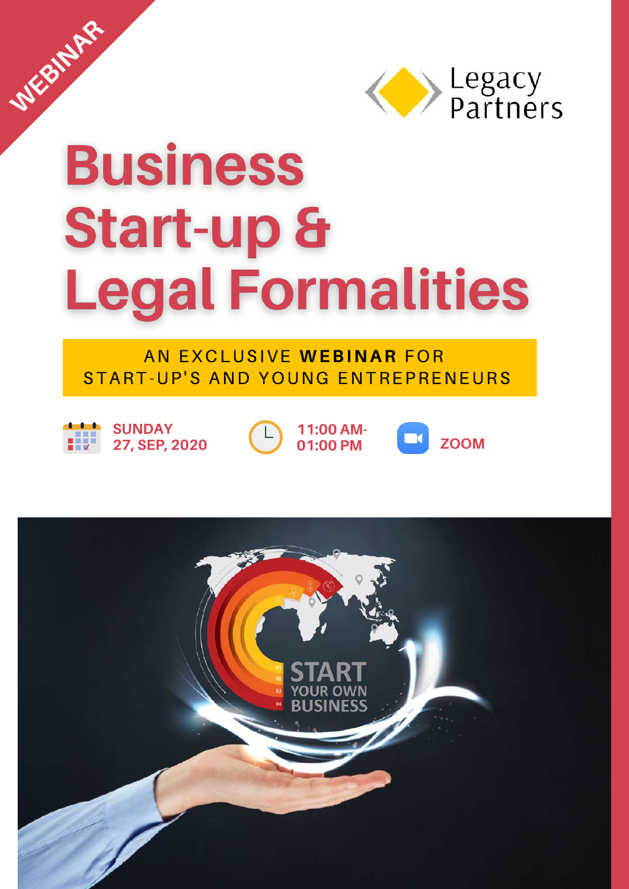WEBINAR

Legacy Partners

# Business Start-up & Legal Formalities

AN EXCLUSIVE **WEBINAR** FOR START-UP'S AND YOUNG ENTREPRENEURS

SUNDAY 27, SEP, 2020

11:00 AM- 01:00 PM

ZOOM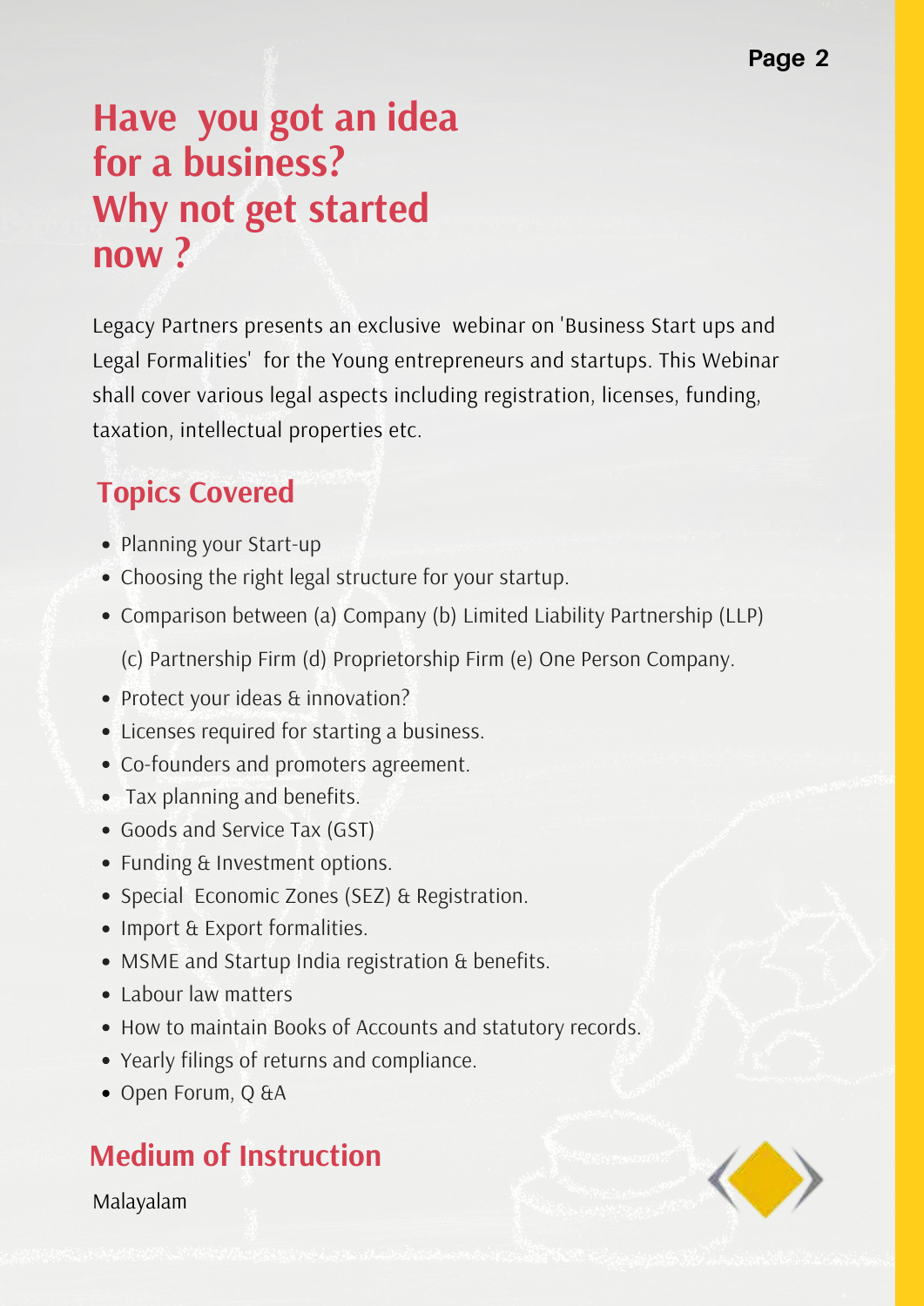# Have you got an idea for a business? Why not get started now ?

Legacy Partners presents an exclusive webinar on 'Business Start ups and Legal Formalities' for the Young entrepreneurs and startups. This Webinar shall cover various legal aspects including registration, licenses, funding, taxation, intellectual properties etc.

## Topics Covered

- Planning your Start-up
- Choosing the right legal structure for your startup.
- Comparison between (a) Company (b) Limited Liability Partnership (LLP) (c) Partnership Firm (d) Proprietorship Firm (e) One Person Company.
- Protect your ideas & innovation?
- Licenses required for starting a business.
- Co-founders and promoters agreement.
- Tax planning and benefits.
- Goods and Service Tax (GST)
- Funding & Investment options.
- Special Economic Zones (SEZ) & Registration.
- Import & Export formalities.
- MSME and Startup India registration & benefits.
- Labour law matters
- How to maintain Books of Accounts and statutory records.
- Yearly filings of returns and compliance.
- Open Forum, Q &A

## Medium of Instruction

Malayalam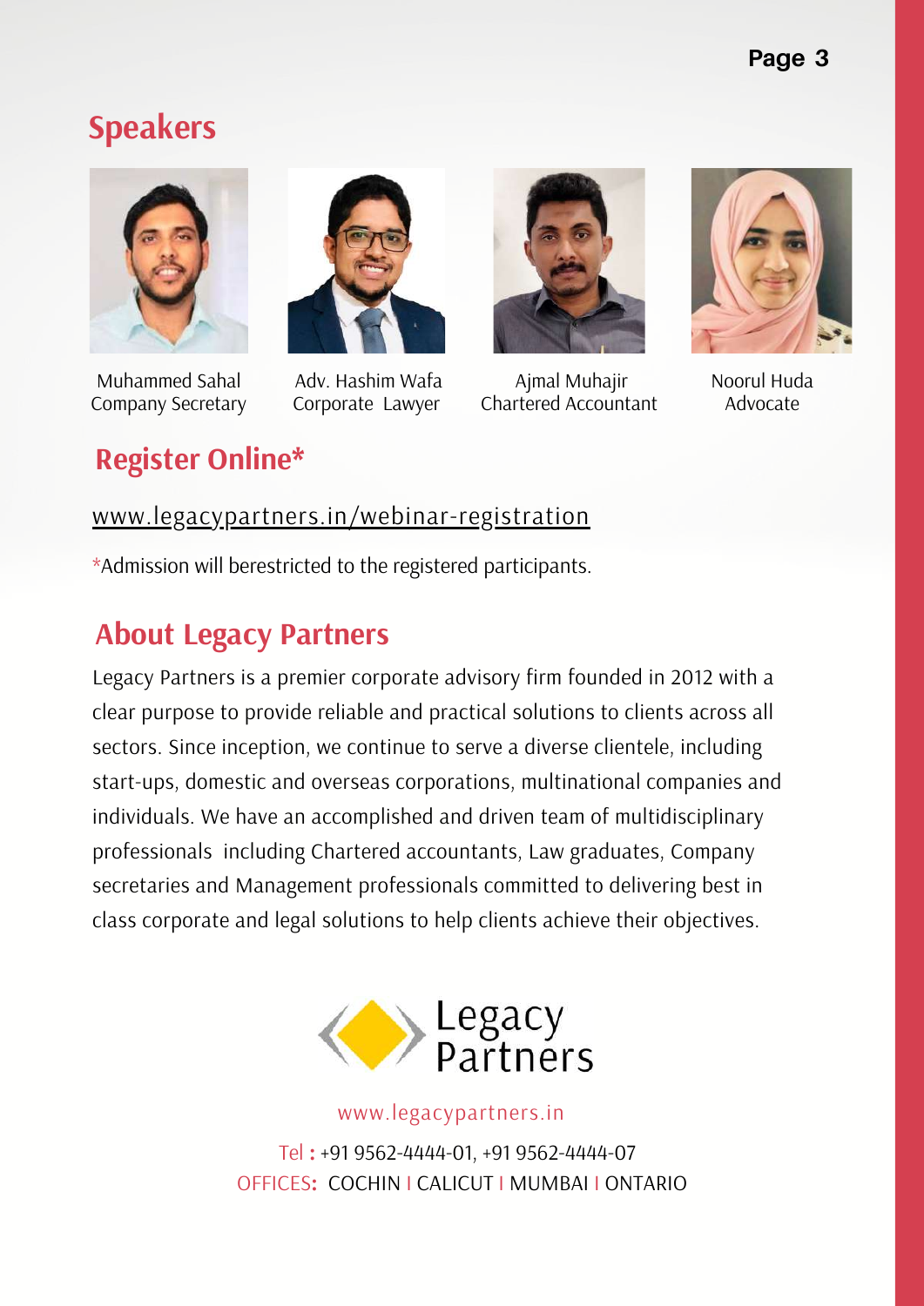## Speakers

Muhammed Sahal
Company Secretary

Adv. Hashim Wafa
Corporate Lawyer

Ajmal Muhajir
Chartered Accountant

Noorul Huda
Advocate

## Register Online*

www.legacypartners.in/webinar-registration

*Admission will berestricted to the registered participants.

## About Legacy Partners

Legacy Partners is a premier corporate advisory firm founded in 2012 with a clear purpose to provide reliable and practical solutions to clients across all sectors. Since inception, we continue to serve a diverse clientele, including start-ups, domestic and overseas corporations, multinational companies and individuals. We have an accomplished and driven team of multidisciplinary professionals including Chartered accountants, Law graduates, Company secretaries and Management professionals committed to delivering best in class corporate and legal solutions to help clients achieve their objectives.

Legacy Partners

www.legacypartners.in

Tel : +91 9562-4444-01, +91 9562-4444-07
OFFICES: COCHIN I CALICUT I MUMBAI I ONTARIO